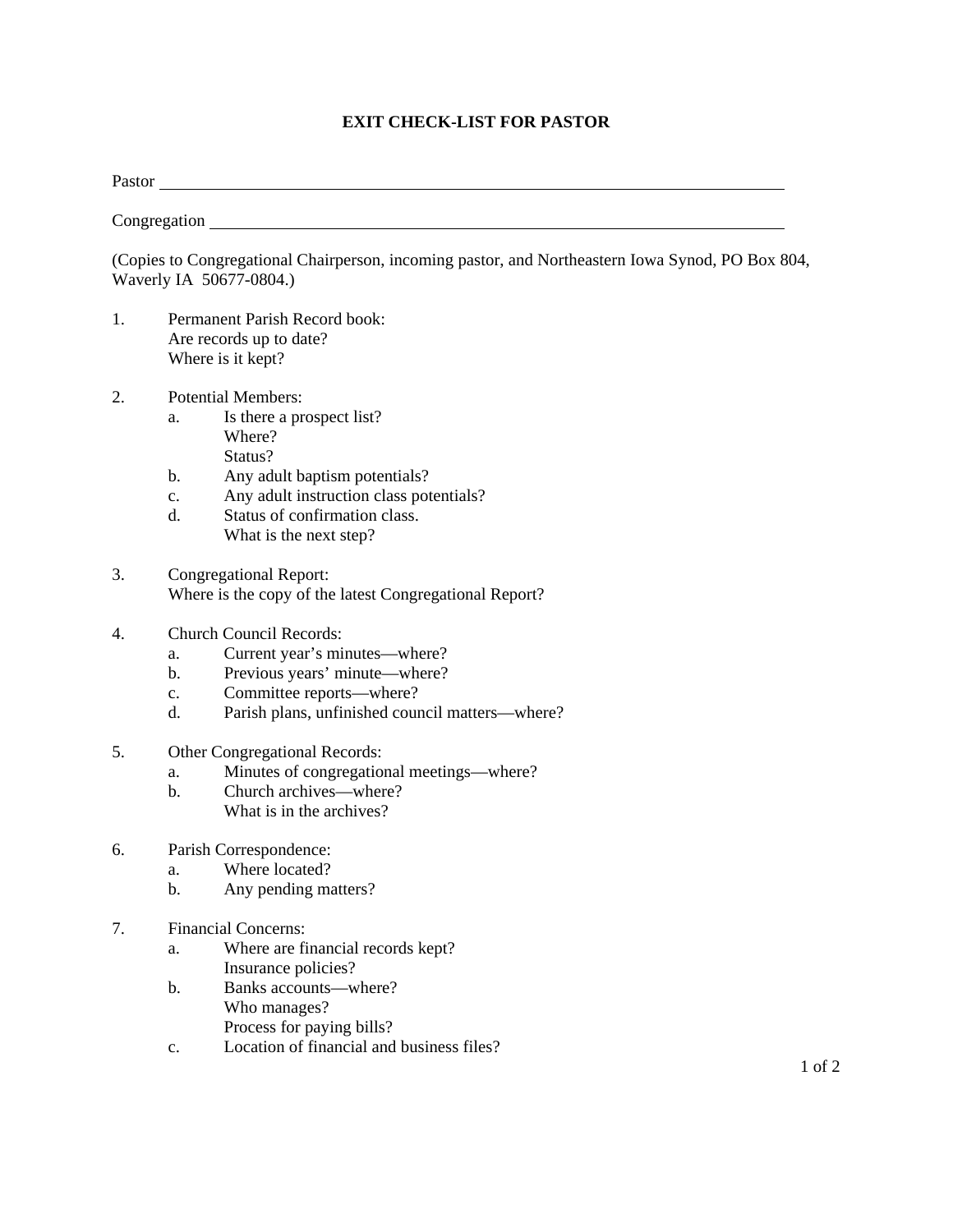# EXIT CHECK-LIST FOR PASTOR

Pastor ______________________________________________________________

Congregation ________________________________________________________

(Copies to Congregational Chairperson, incoming pastor, and Northeastern Iowa Synod, PO Box 804, Waverly IA 50677-0804.)

1. Permanent Parish Record book:
   Are records up to date?
   Where is it kept?

2. Potential Members:
   a. Is there a prospect list?
      Where?
      Status?
   b. Any adult baptism potentials?
   c. Any adult instruction class potentials?
   d. Status of confirmation class.
      What is the next step?

3. Congregational Report:
   Where is the copy of the latest Congregational Report?

4. Church Council Records:
   a. Current year's minutes—where?
   b. Previous years' minute—where?
   c. Committee reports—where?
   d. Parish plans, unfinished council matters—where?

5. Other Congregational Records:
   a. Minutes of congregational meetings—where?
   b. Church archives—where?
      What is in the archives?

6. Parish Correspondence:
   a. Where located?
   b. Any pending matters?

7. Financial Concerns:
   a. Where are financial records kept?
      Insurance policies?
   b. Banks accounts—where?
      Who manages?
      Process for paying bills?
   c. Location of financial and business files?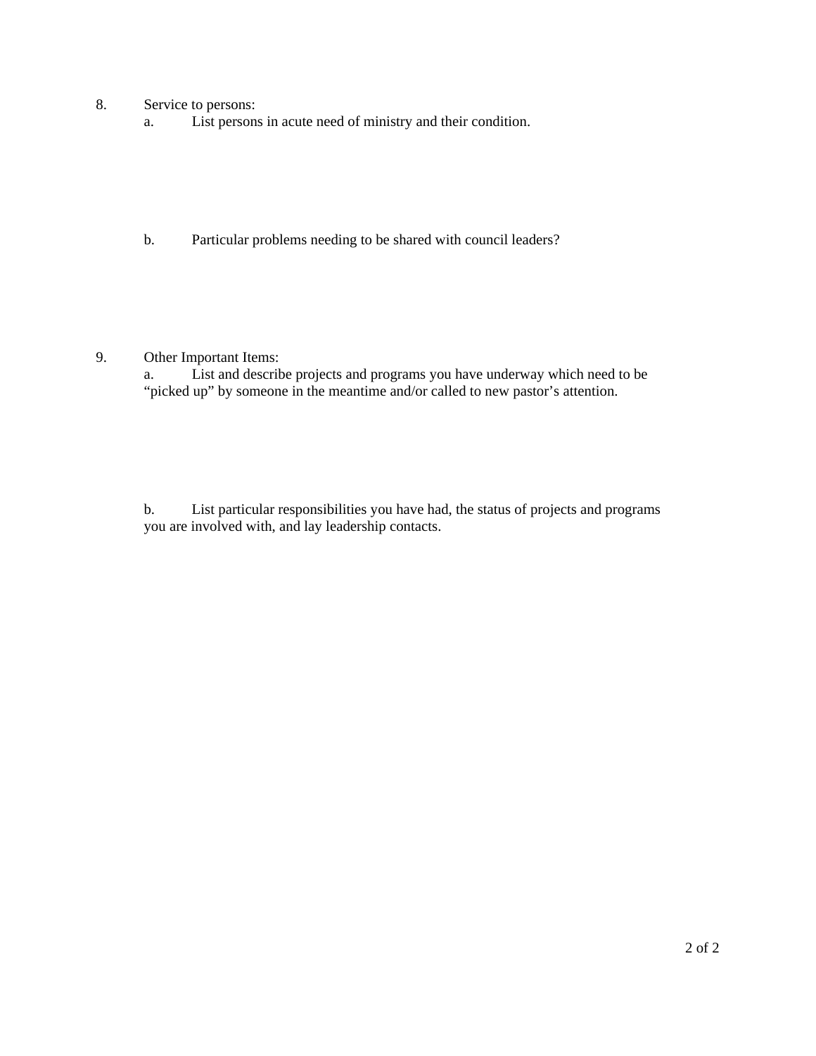8. Service to persons:
   a. List persons in acute need of ministry and their condition.

   b. Particular problems needing to be shared with council leaders?

9. Other Important Items:
   a. List and describe projects and programs you have underway which need to be "picked up" by someone in the meantime and/or called to new pastor's attention.

   b. List particular responsibilities you have had, the status of projects and programs you are involved with, and lay leadership contacts.